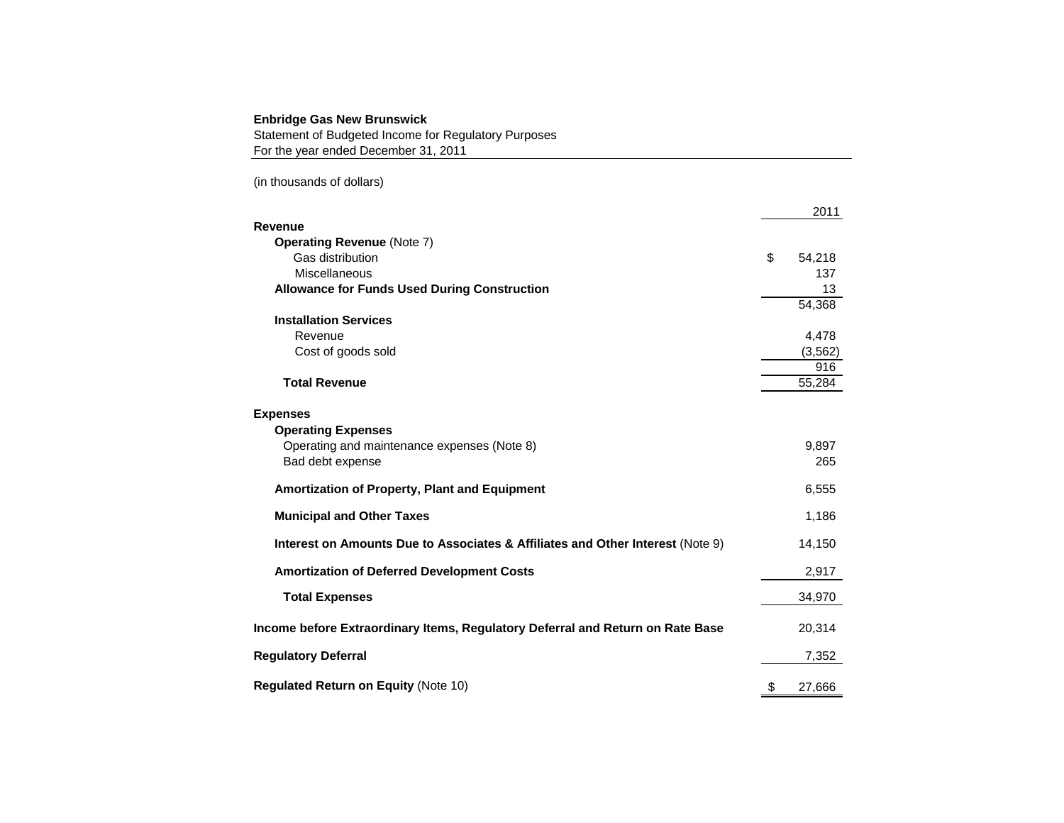**Enbridge Gas New Brunswick**
Statement of Budgeted Income for Regulatory Purposes
For the year ended December 31, 2011

(in thousands of dollars)

| | 2011 |
|---|---|
| **Revenue** | |
| **Operating Revenue** (Note 7) | |
| Gas distribution | $ 54,218 |
| Miscellaneous | 137 |
| **Allowance for Funds Used During Construction** | 13 |
| | 54,368 |
| **Installation Services** | |
| Revenue | 4,478 |
| Cost of goods sold | (3,562) |
| | 916 |
| **Total Revenue** | 55,284 |
| **Expenses** | |
| **Operating Expenses** | |
| Operating and maintenance expenses (Note 8) | 9,897 |
| Bad debt expense | 265 |
| **Amortization of Property, Plant and Equipment** | 6,555 |
| **Municipal and Other Taxes** | 1,186 |
| **Interest on Amounts Due to Associates & Affiliates and Other Interest** (Note 9) | 14,150 |
| **Amortization of Deferred Development Costs** | 2,917 |
| **Total Expenses** | 34,970 |
| **Income before Extraordinary Items, Regulatory Deferral and Return on Rate Base** | 20,314 |
| **Regulatory Deferral** | 7,352 |
| **Regulated Return on Equity** (Note 10) | $ 27,666 |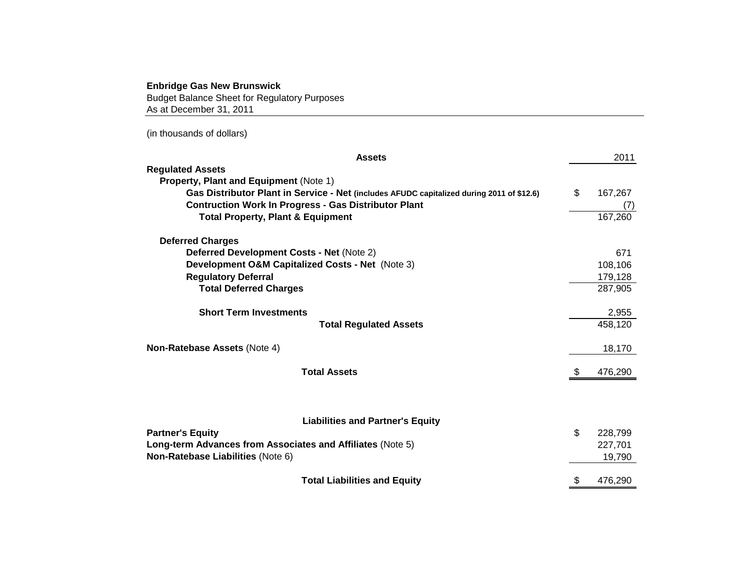**Enbridge Gas New Brunswick**
Budget Balance Sheet for Regulatory Purposes
As at December 31, 2011

(in thousands of dollars)

| **Assets** | 2011 |
|---|---|
| **Regulated Assets** | |
| **Property, Plant and Equipment** (Note 1) | |
| **Gas Distributor Plant in Service - Net (includes AFUDC capitalized during 2011 of $12.6)** | $ 167,267 |
| **Contruction Work In Progress - Gas Distributor Plant** | (7) |
| **Total Property, Plant & Equipment** | 167,260 |
| | |
| **Deferred Charges** | |
| **Deferred Development Costs - Net** (Note 2) | 671 |
| **Development O&M Capitalized Costs - Net** (Note 3) | 108,106 |
| **Regulatory Deferral** | 179,128 |
| **Total Deferred Charges** | 287,905 |
| | |
| **Short Term Investments** | 2,955 |
| **Total Regulated Assets** | 458,120 |
| | |
| **Non-Ratebase Assets** (Note 4) | 18,170 |
| | |
| **Total Assets** | $ 476,290 |

| **Liabilities and Partner's Equity** | |
|---|---|
| **Partner's Equity** | $ 228,799 |
| **Long-term Advances from Associates and Affiliates** (Note 5) | 227,701 |
| **Non-Ratebase Liabilities** (Note 6) | 19,790 |
| | |
| **Total Liabilities and Equity** | $ 476,290 |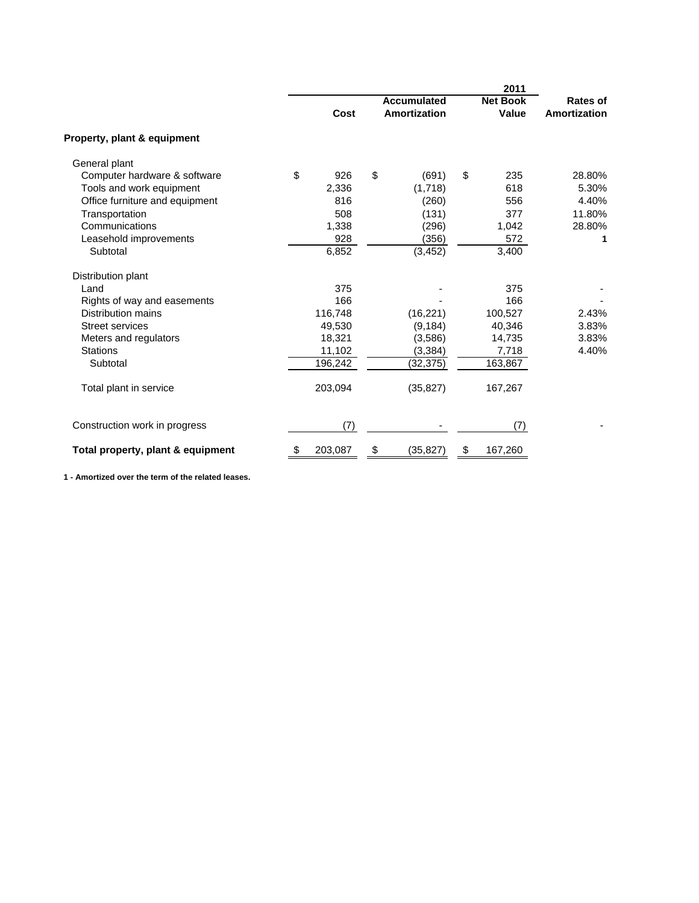| | 2011 | | | |
|---|---|---|---|---|
| | Cost | Accumulated Amortization | Net Book Value | Rates of Amortization |
| **Property, plant & equipment** | | | | |
| General plant | | | | |
| Computer hardware & software | $ 926 | $ (691) | $ 235 | 28.80% |
| Tools and work equipment | 2,336 | (1,718) | 618 | 5.30% |
| Office furniture and equipment | 816 | (260) | 556 | 4.40% |
| Transportation | 508 | (131) | 377 | 11.80% |
| Communications | 1,338 | (296) | 1,042 | 28.80% |
| Leasehold improvements | 928 | (356) | 572 | 1 |
| Subtotal | 6,852 | (3,452) | 3,400 | |
| Distribution plant | | | | |
| Land | 375 | - | 375 | - |
| Rights of way and easements | 166 | - | 166 | - |
| Distribution mains | 116,748 | (16,221) | 100,527 | 2.43% |
| Street services | 49,530 | (9,184) | 40,346 | 3.83% |
| Meters and regulators | 18,321 | (3,586) | 14,735 | 3.83% |
| Stations | 11,102 | (3,384) | 7,718 | 4.40% |
| Subtotal | 196,242 | (32,375) | 163,867 | |
| Total plant in service | 203,094 | (35,827) | 167,267 | |
| Construction work in progress | (7) | - | (7) | - |
| **Total property, plant & equipment** | $ 203,087 | $ (35,827) | $ 167,260 | |

**1 - Amortized over the term of the related leases.**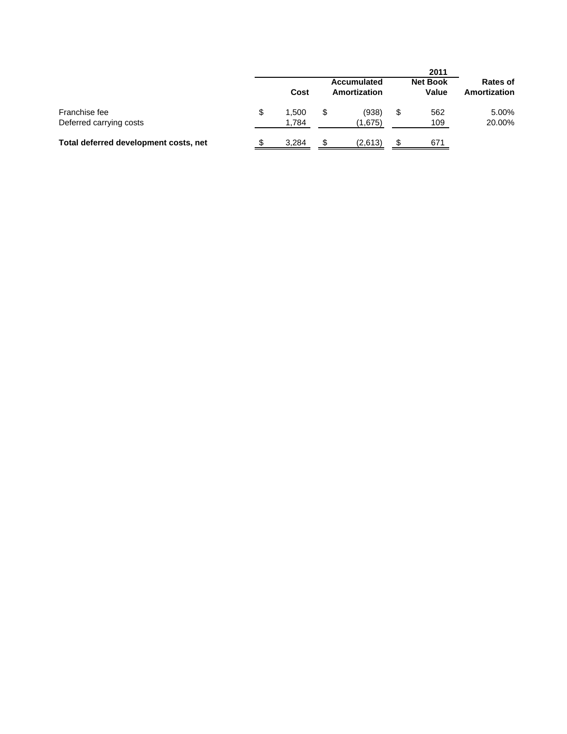| | 2011 | | | |
|---|---|---|---|---|
| | Cost | Accumulated Amortization | Net Book Value | Rates of Amortization |
| Franchise fee | $ 1,500 | $ (938) | $ 562 | 5.00% |
| Deferred carrying costs | 1,784 | (1,675) | 109 | 20.00% |
| **Total deferred development costs, net** | $ 3,284 | $ (2,613) | $ 671 | |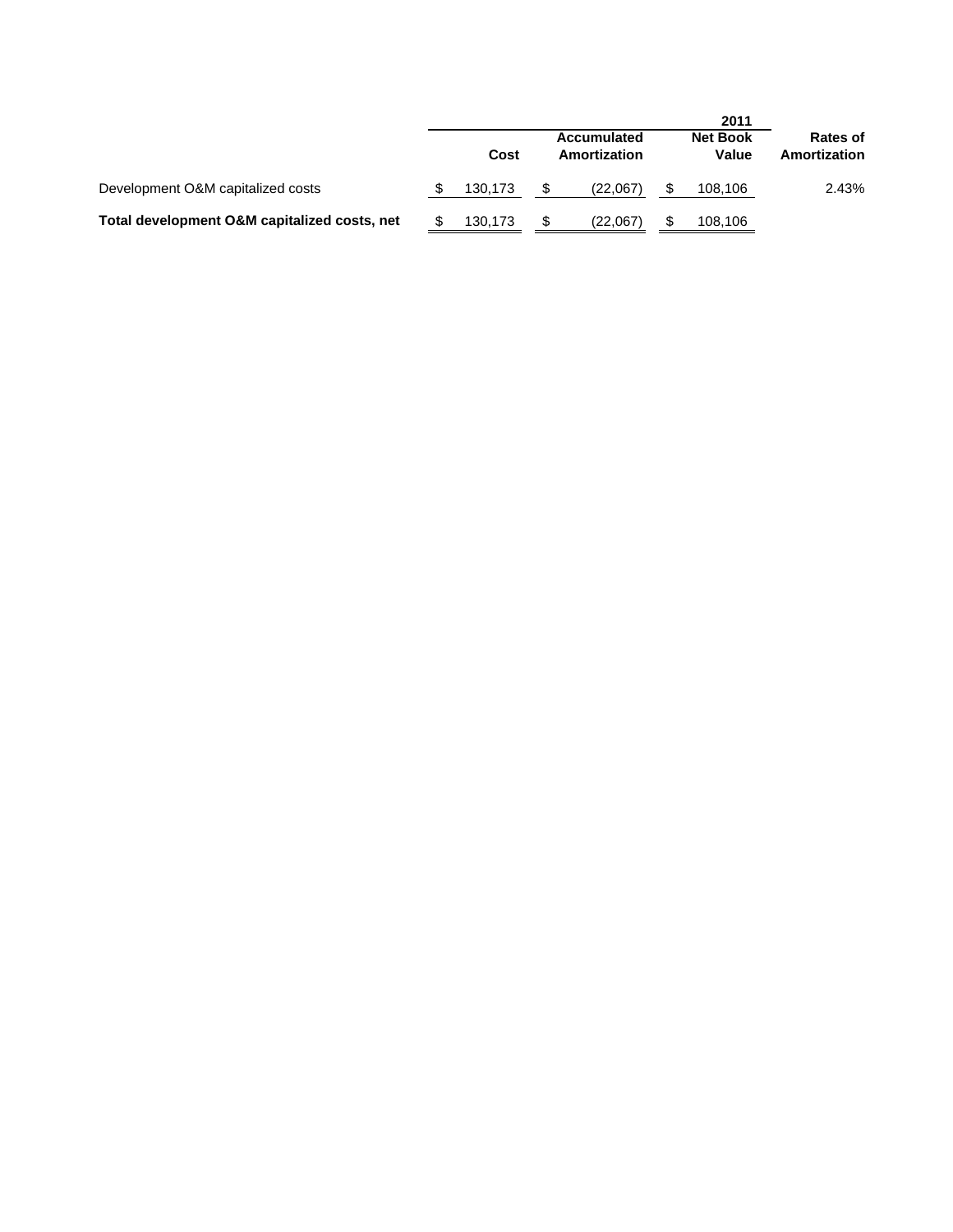| | 2011 | | | |
|---|---|---|---|---|
| | Cost | Accumulated Amortization | Net Book Value | Rates of Amortization |
| Development O&M capitalized costs | $ 130,173 | $ (22,067) | $ 108,106 | 2.43% |
| **Total development O&M capitalized costs, net** | $ 130,173 | $ (22,067) | $ 108,106 | |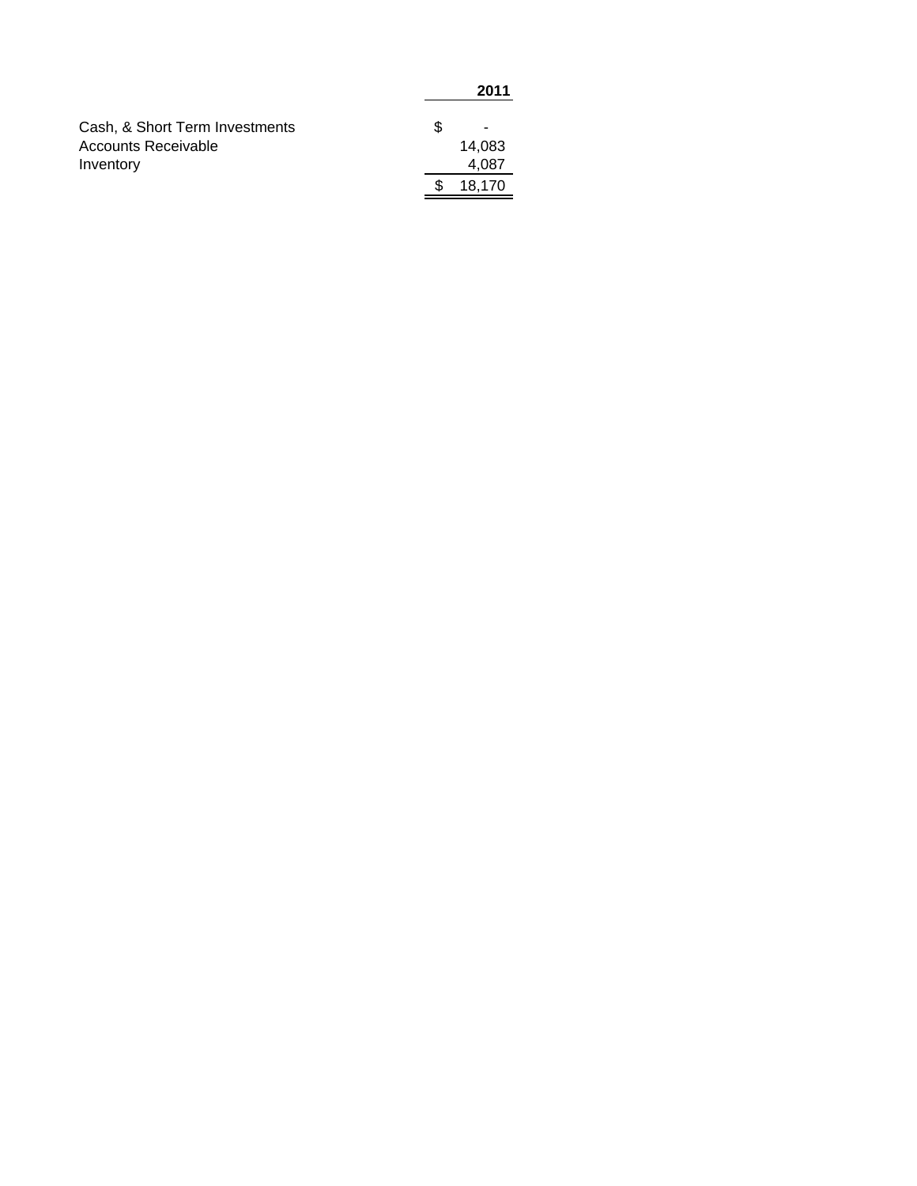| | 2011 |
|---|---|
| Cash, & Short Term Investments | $ - |
| Accounts Receivable | 14,083 |
| Inventory | 4,087 |
| | $ 18,170 |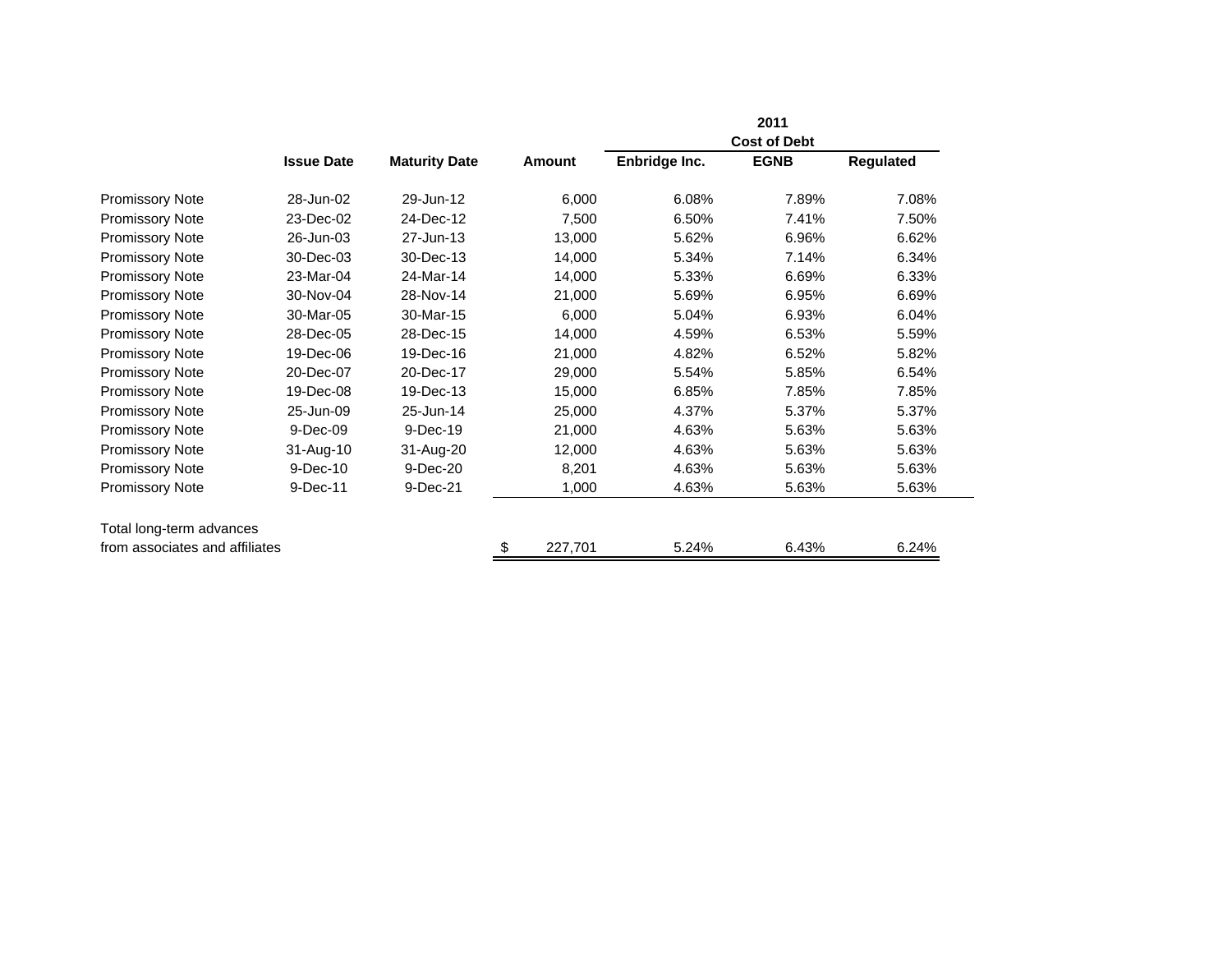| | Issue Date | Maturity Date | Amount | 2011 Cost of Debt | | |
|---|---|---|---|---|---|---|
| | | | | Enbridge Inc. | EGNB | Regulated |
| Promissory Note | 28-Jun-02 | 29-Jun-12 | 6,000 | 6.08% | 7.89% | 7.08% |
| Promissory Note | 23-Dec-02 | 24-Dec-12 | 7,500 | 6.50% | 7.41% | 7.50% |
| Promissory Note | 26-Jun-03 | 27-Jun-13 | 13,000 | 5.62% | 6.96% | 6.62% |
| Promissory Note | 30-Dec-03 | 30-Dec-13 | 14,000 | 5.34% | 7.14% | 6.34% |
| Promissory Note | 23-Mar-04 | 24-Mar-14 | 14,000 | 5.33% | 6.69% | 6.33% |
| Promissory Note | 30-Nov-04 | 28-Nov-14 | 21,000 | 5.69% | 6.95% | 6.69% |
| Promissory Note | 30-Mar-05 | 30-Mar-15 | 6,000 | 5.04% | 6.93% | 6.04% |
| Promissory Note | 28-Dec-05 | 28-Dec-15 | 14,000 | 4.59% | 6.53% | 5.59% |
| Promissory Note | 19-Dec-06 | 19-Dec-16 | 21,000 | 4.82% | 6.52% | 5.82% |
| Promissory Note | 20-Dec-07 | 20-Dec-17 | 29,000 | 5.54% | 5.85% | 6.54% |
| Promissory Note | 19-Dec-08 | 19-Dec-13 | 15,000 | 6.85% | 7.85% | 7.85% |
| Promissory Note | 25-Jun-09 | 25-Jun-14 | 25,000 | 4.37% | 5.37% | 5.37% |
| Promissory Note | 9-Dec-09 | 9-Dec-19 | 21,000 | 4.63% | 5.63% | 5.63% |
| Promissory Note | 31-Aug-10 | 31-Aug-20 | 12,000 | 4.63% | 5.63% | 5.63% |
| Promissory Note | 9-Dec-10 | 9-Dec-20 | 8,201 | 4.63% | 5.63% | 5.63% |
| Promissory Note | 9-Dec-11 | 9-Dec-21 | 1,000 | 4.63% | 5.63% | 5.63% |
| Total long-term advances from associates and affiliates | | | $ 227,701 | 5.24% | 6.43% | 6.24% |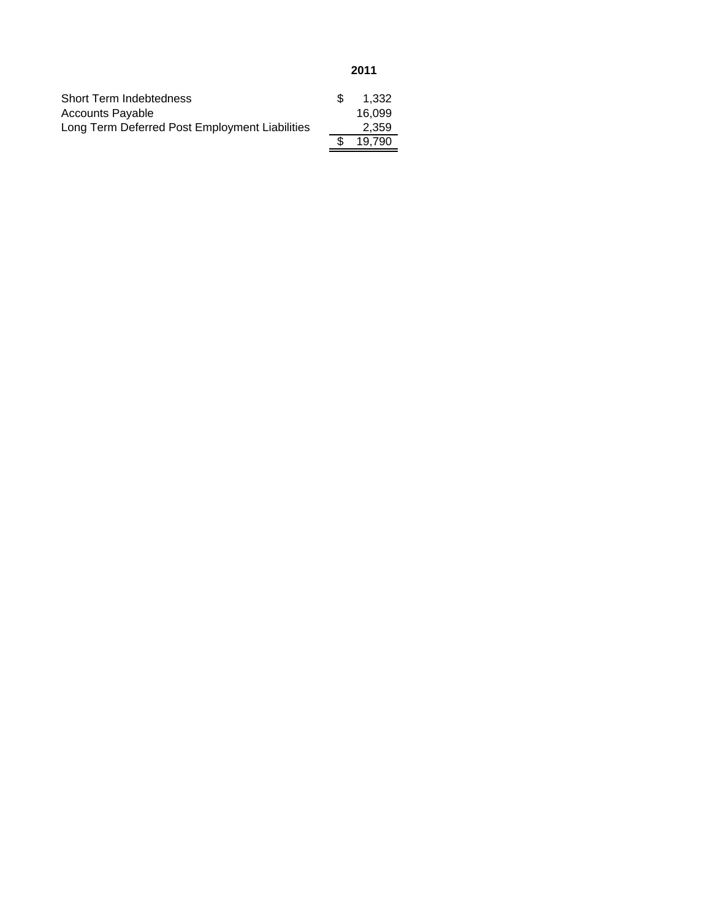| | 2011 |
| --- | --- |
| Short Term Indebtedness | $ 1,332 |
| Accounts Payable | 16,099 |
| Long Term Deferred Post Employment Liabilities | 2,359 |
| | $ 19,790 |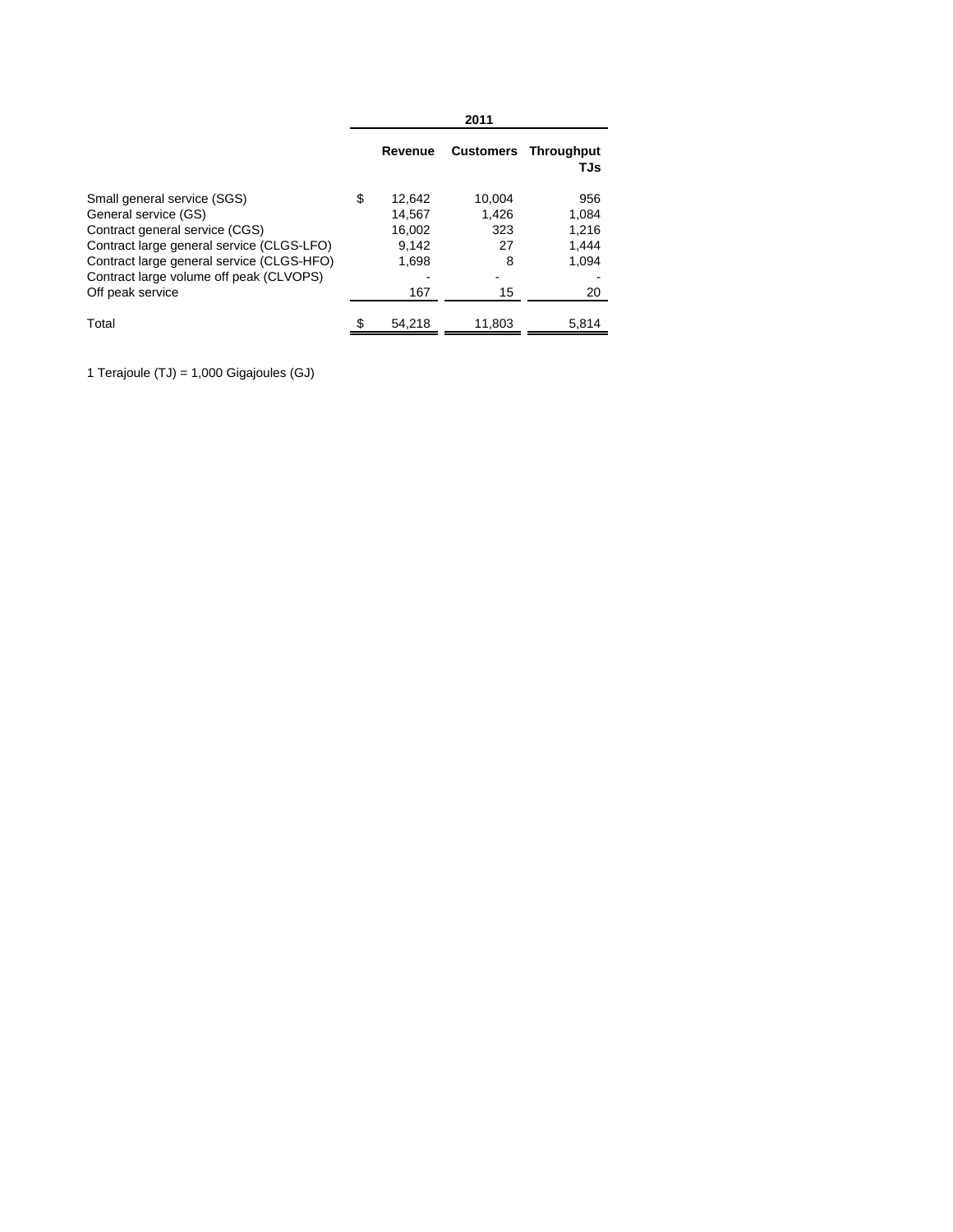| | 2011 | | |
|---|---|---|---|
| | Revenue | Customers | Throughput TJs |
| Small general service (SGS) | $ 12,642 | 10,004 | 956 |
| General service (GS) | 14,567 | 1,426 | 1,084 |
| Contract general service (CGS) | 16,002 | 323 | 1,216 |
| Contract large general service (CLGS-LFO) | 9,142 | 27 | 1,444 |
| Contract large general service (CLGS-HFO) | 1,698 | 8 | 1,094 |
| Contract large volume off peak (CLVOPS) | - | - | - |
| Off peak service | 167 | 15 | 20 |
| Total | $ 54,218 | 11,803 | 5,814 |

1 Terajoule (TJ) = 1,000 Gigajoules (GJ)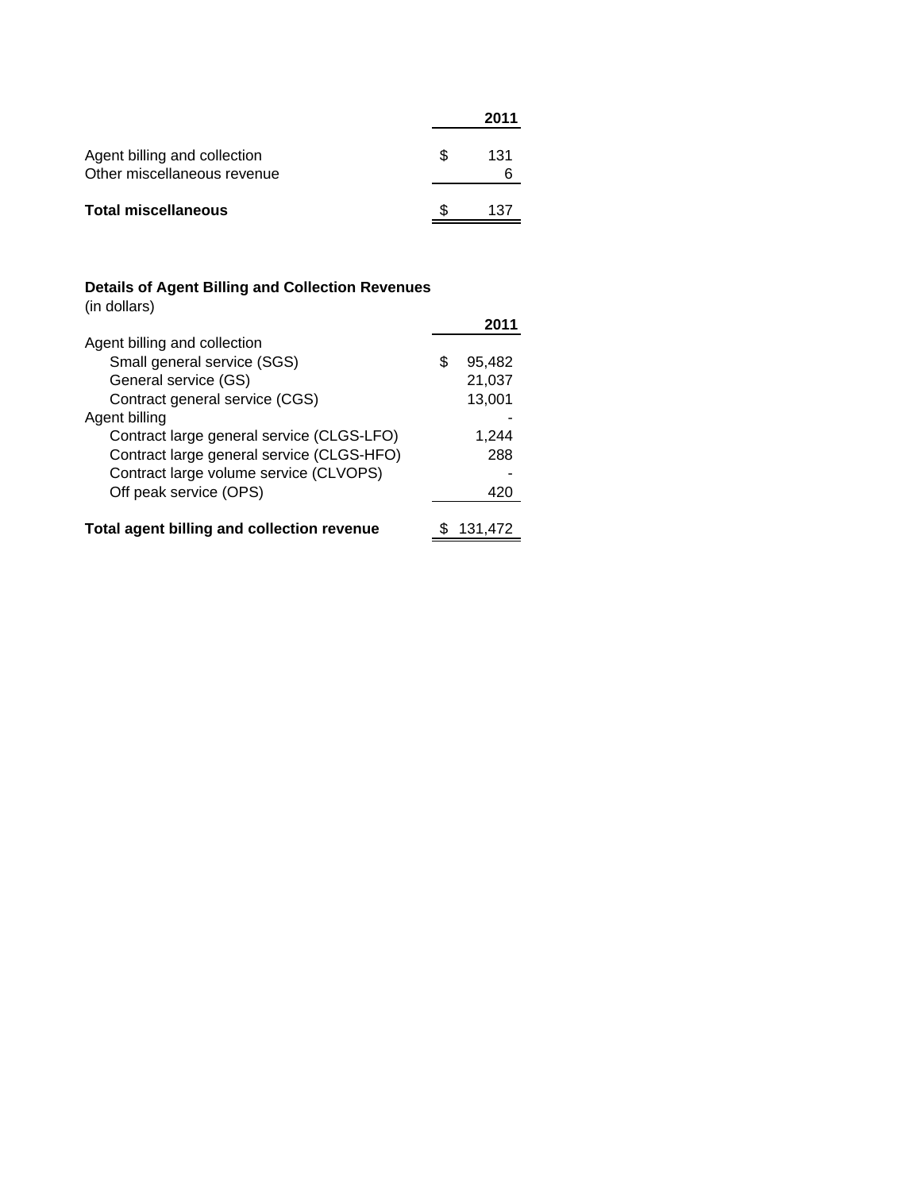| | 2011 |
|---|---|
| Agent billing and collection | $ 131 |
| Other miscellaneous revenue | 6 |
| **Total miscellaneous** | $ 137 |

**Details of Agent Billing and Collection Revenues**
(in dollars)

| | 2011 |
|---|---|
| Agent billing and collection | |
| Small general service (SGS) | $ 95,482 |
| General service (GS) | 21,037 |
| Contract general service (CGS) | 13,001 |
| Agent billing | - |
| Contract large general service (CLGS-LFO) | 1,244 |
| Contract large general service (CLGS-HFO) | 288 |
| Contract large volume service (CLVOPS) | - |
| Off peak service (OPS) | 420 |
| **Total agent billing and collection revenue** | $ 131,472 |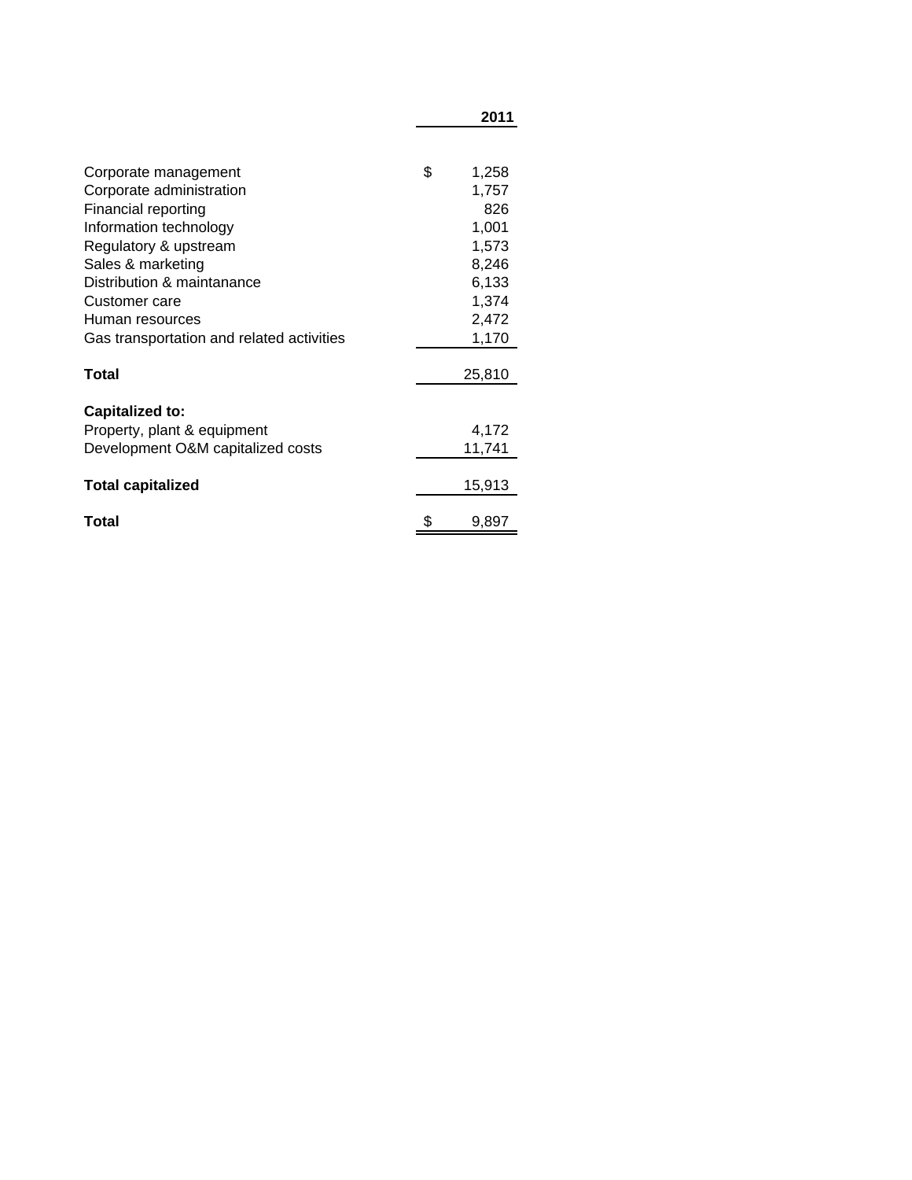| | 2011 |
|---|---|
| Corporate management | $ 1,258 |
| Corporate administration | 1,757 |
| Financial reporting | 826 |
| Information technology | 1,001 |
| Regulatory & upstream | 1,573 |
| Sales & marketing | 8,246 |
| Distribution & maintanance | 6,133 |
| Customer care | 1,374 |
| Human resources | 2,472 |
| Gas transportation and related activities | 1,170 |
| **Total** | 25,810 |
| **Capitalized to:** | |
| Property, plant & equipment | 4,172 |
| Development O&M capitalized costs | 11,741 |
| **Total capitalized** | 15,913 |
| **Total** | $ 9,897 |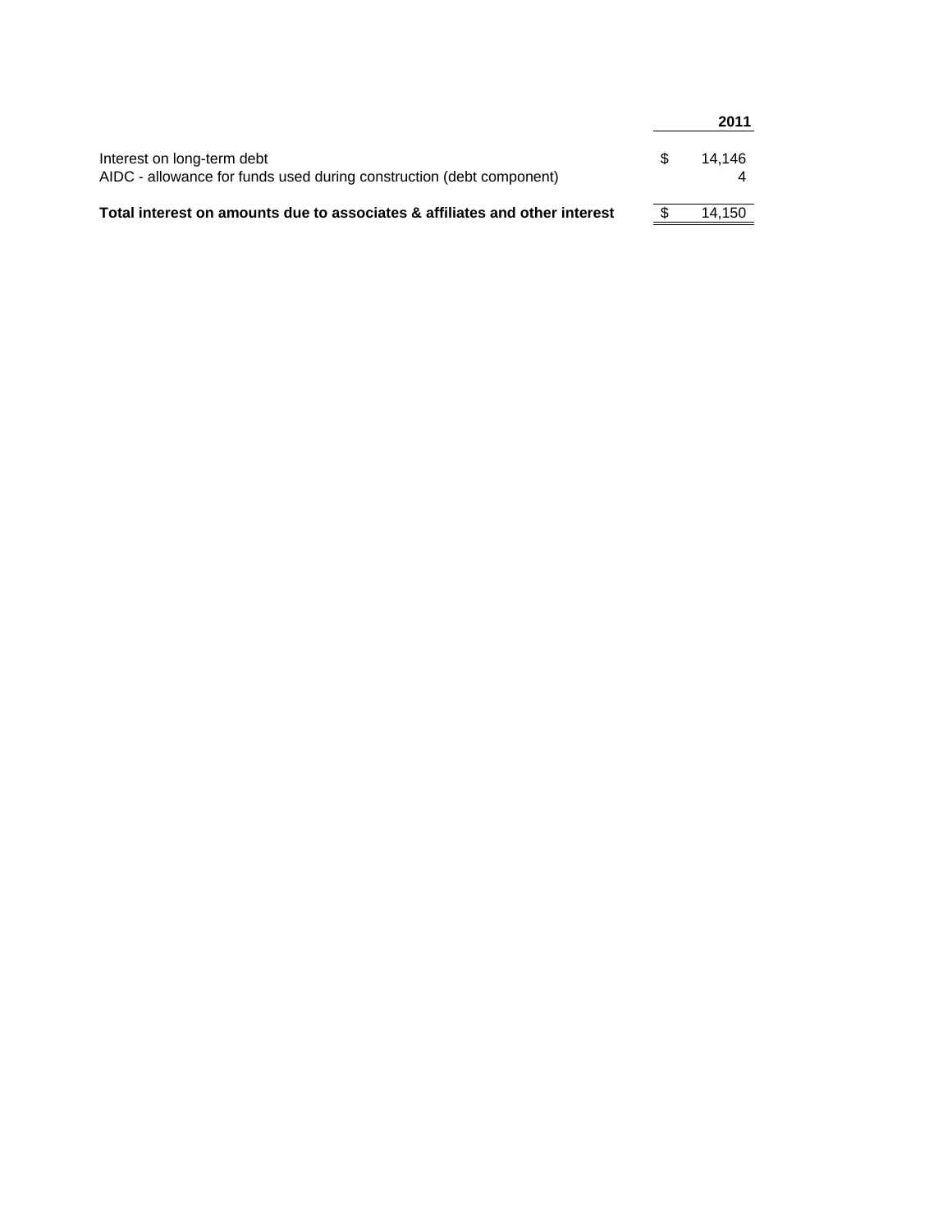| | 2011 |
|---|---|
| Interest on long-term debt | $ 14,146 |
| AIDC - allowance for funds used during construction (debt component) | 4 |
| **Total interest on amounts due to associates & affiliates and other interest** | $ 14,150 |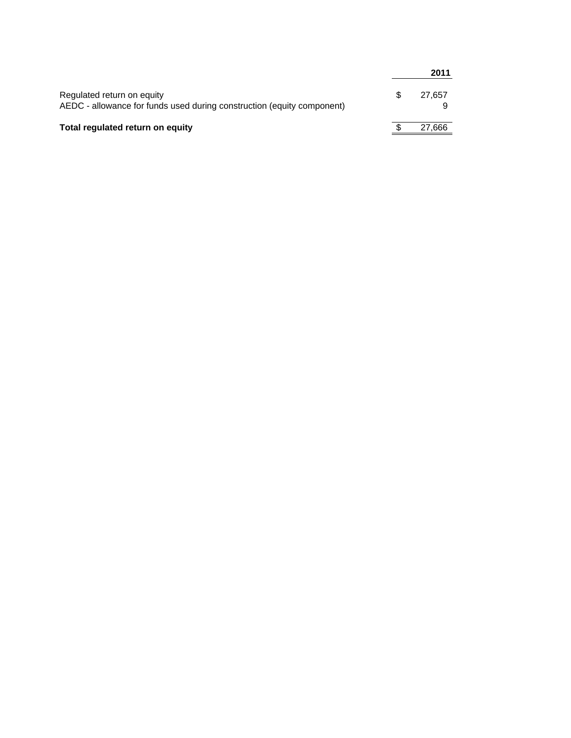| | 2011 |
|---|---|
| Regulated return on equity | $ 27,657 |
| AEDC - allowance for funds used during construction (equity component) | 9 |
| **Total regulated return on equity** | $ 27,666 |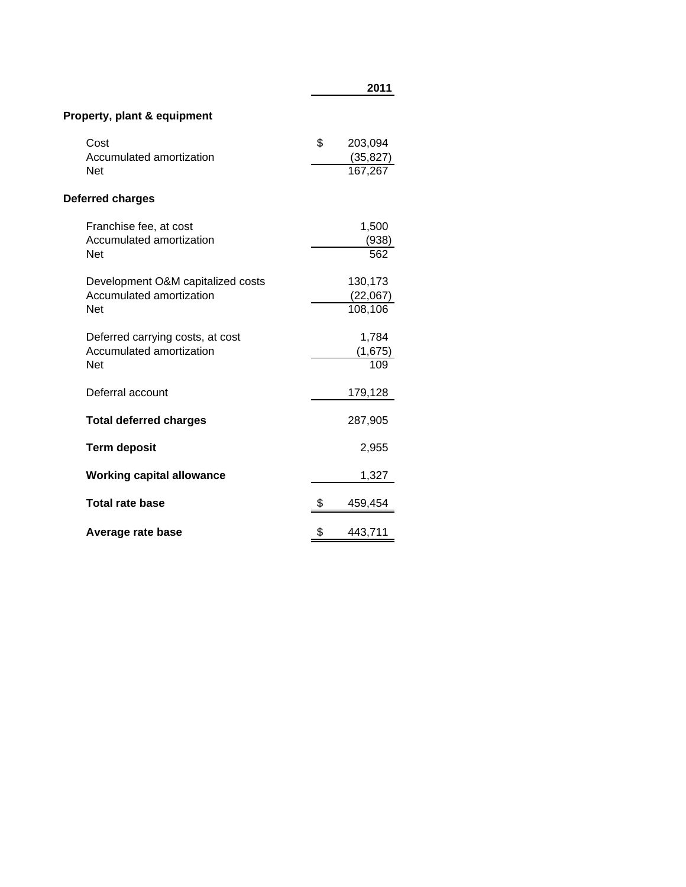| | 2011 |
|---|---|
| **Property, plant & equipment** | |
| Cost | $ 203,094 |
| Accumulated amortization | (35,827) |
| Net | 167,267 |
| **Deferred charges** | |
| Franchise fee, at cost | 1,500 |
| Accumulated amortization | (938) |
| Net | 562 |
| Development O&M capitalized costs | 130,173 |
| Accumulated amortization | (22,067) |
| Net | 108,106 |
| Deferred carrying costs, at cost | 1,784 |
| Accumulated amortization | (1,675) |
| Net | 109 |
| Deferral account | 179,128 |
| **Total deferred charges** | 287,905 |
| **Term deposit** | 2,955 |
| **Working capital allowance** | 1,327 |
| **Total rate base** | $ 459,454 |
| **Average rate base** | $ 443,711 |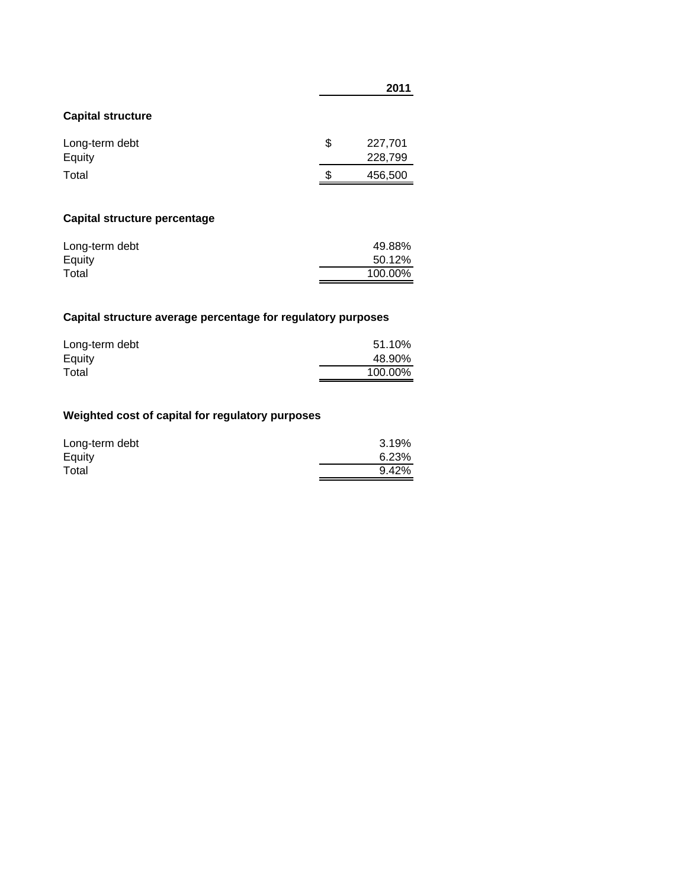| | 2011 |
|---|---|
| **Capital structure** | |
| Long-term debt | $ 227,701 |
| Equity | 228,799 |
| Total | $ 456,500 |
| | |
| **Capital structure percentage** | |
| Long-term debt | 49.88% |
| Equity | 50.12% |
| Total | 100.00% |
| | |
| **Capital structure average percentage for regulatory purposes** | |
| Long-term debt | 51.10% |
| Equity | 48.90% |
| Total | 100.00% |
| | |
| **Weighted cost of capital for regulatory purposes** | |
| Long-term debt | 3.19% |
| Equity | 6.23% |
| Total | 9.42% |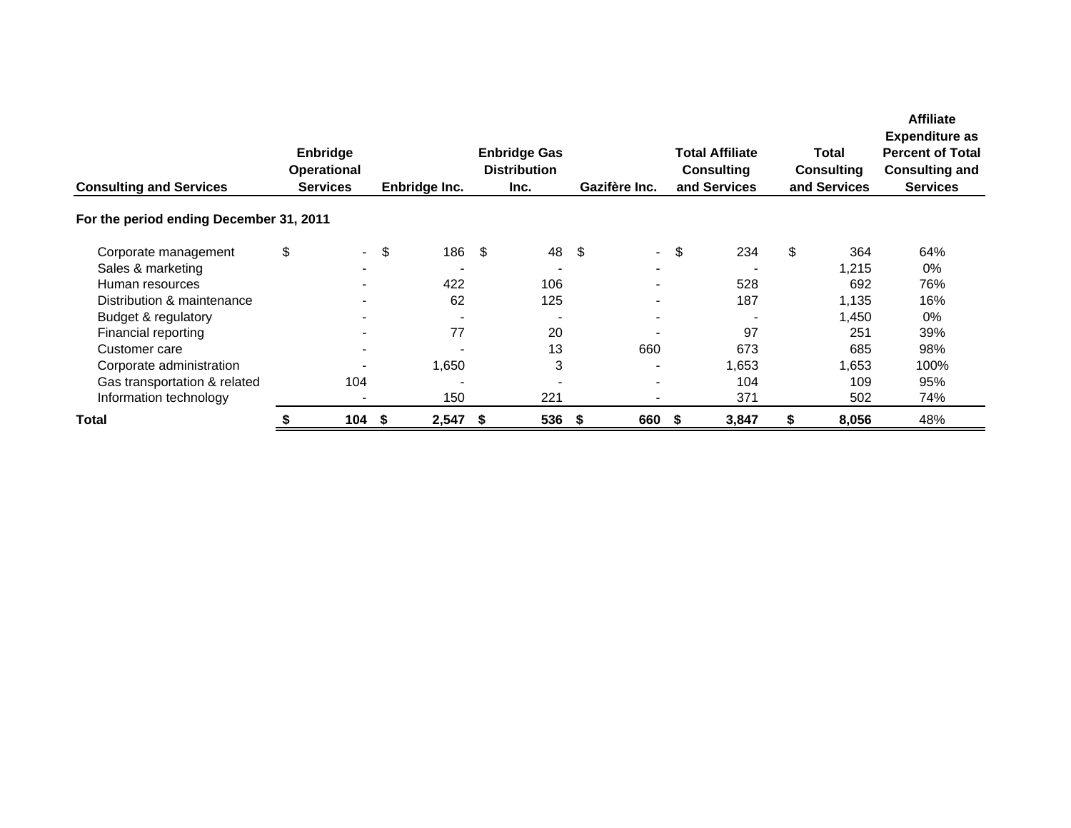| Consulting and Services | Enbridge Operational Services | Enbridge Inc. | Enbridge Gas Distribution Inc. | Gazifère Inc. | Total Affiliate Consulting and Services | Total Consulting and Services | Affiliate Expenditure as Percent of Total Consulting and Services |
|---|---|---|---|---|---|---|---|
| **For the period ending December 31, 2011** | | | | | | | |
| Corporate management | $ - | $ 186 | $ 48 | $ - | $ 234 | $ 364 | 64% |
| Sales & marketing | - | - | - | - | - | 1,215 | 0% |
| Human resources | - | 422 | 106 | - | 528 | 692 | 76% |
| Distribution & maintenance | - | 62 | 125 | - | 187 | 1,135 | 16% |
| Budget & regulatory | - | - | - | - | - | 1,450 | 0% |
| Financial reporting | - | 77 | 20 | - | 97 | 251 | 39% |
| Customer care | - | - | 13 | 660 | 673 | 685 | 98% |
| Corporate administration | - | 1,650 | 3 | - | 1,653 | 1,653 | 100% |
| Gas transportation & related | 104 | - | - | - | 104 | 109 | 95% |
| Information technology | - | 150 | 221 | - | 371 | 502 | 74% |
| **Total** | **$ 104** | **$ 2,547** | **$ 536** | **$ 660** | **$ 3,847** | **$ 8,056** | 48% |